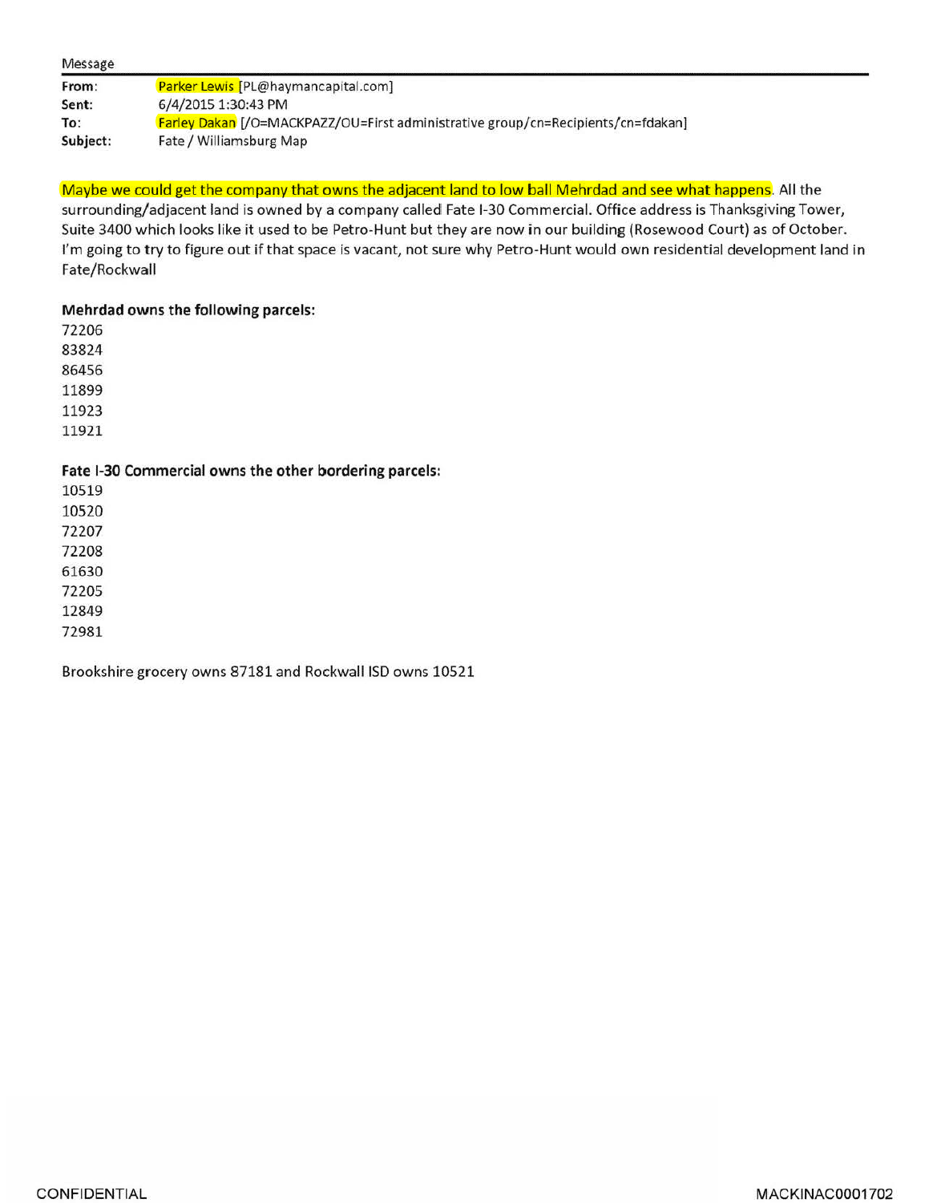Message

| | |
|---|---|
| **From:** | Parker Lewis [PL@haymancapital.com] |
| **Sent:** | 6/4/2015 1:30:43 PM |
| **To:** | Farley Dakan [/O=MACKPAZZ/OU=First administrative group/cn=Recipients/cn=fdakan] |
| **Subject:** | Fate / Williamsburg Map |

Maybe we could get the company that owns the adjacent land to low ball Mehrdad and see what happens. All the surrounding/adjacent land is owned by a company called Fate I-30 Commercial. Office address is Thanksgiving Tower, Suite 3400 which looks like it used to be Petro-Hunt but they are now in our building (Rosewood Court) as of October. I'm going to try to figure out if that space is vacant, not sure why Petro-Hunt would own residential development land in Fate/Rockwall

**Mehrdad owns the following parcels:**

72206
83824
86456
11899
11923
11921

**Fate I-30 Commercial owns the other bordering parcels:**

10519
10520
72207
72208
61630
72205
12849
72981

Brookshire grocery owns 87181 and Rockwall ISD owns 10521

CONFIDENTIAL

MACKINAC0001702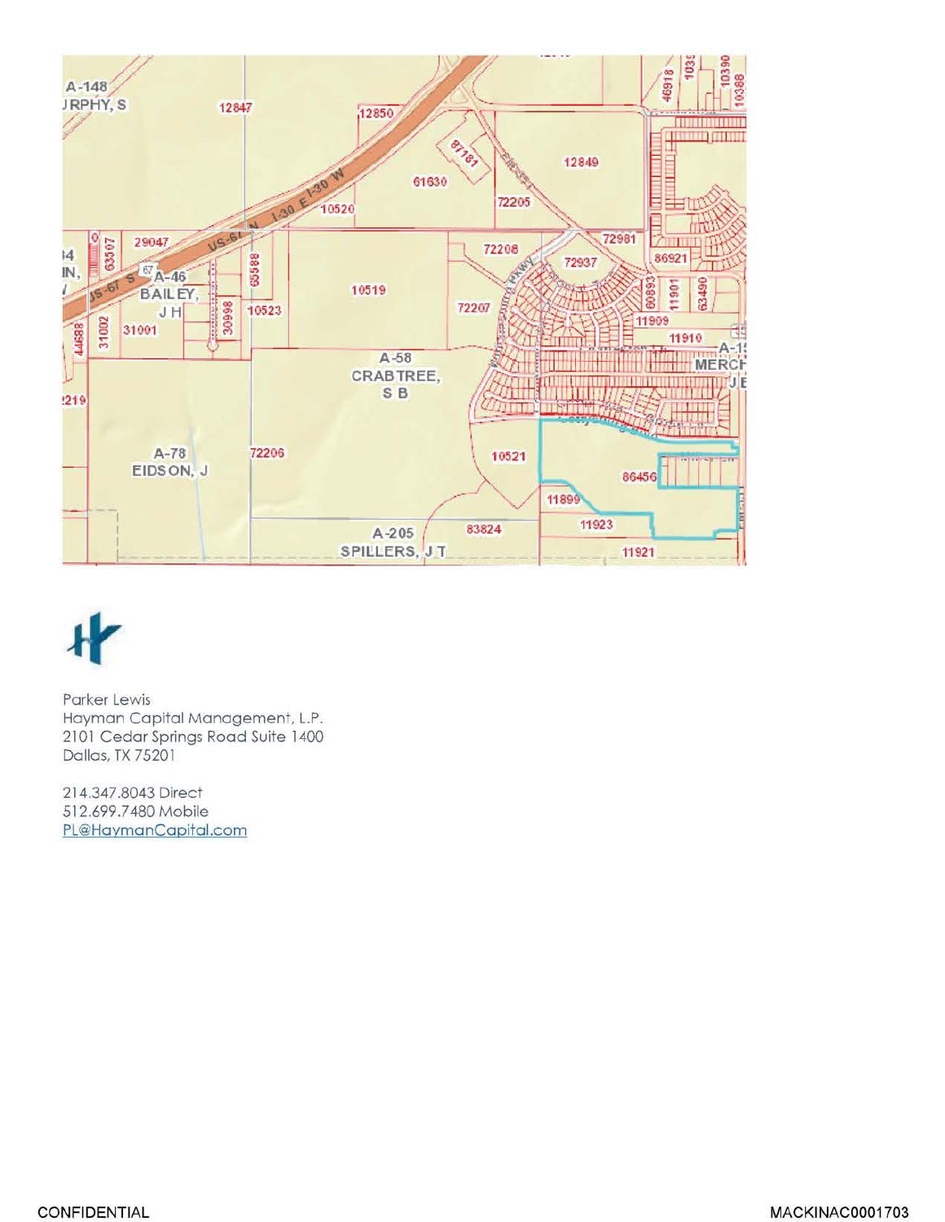A-148
URPHY, S
12847
12850
87181
61630
12849
72205
10520
I-30 E I-30 W
US-67 N
US-67 S
67
29047
63507
65588
A-46
BAILEY,
J H
30998
10523
10519
72206
72937
72981
86921
60893
11901
63490
72207
11909
11910
31002
31001
44688
A-58
CRABTREE,
S B
A-15
MERCH
J E
219
A-78
EIDSON, J
72206
10521
86456
11899
11923
83824
A-205
SPILLERS, J T
11921
46918
10390
10388

Parker Lewis
Hayman Capital Management, L.P.
2101 Cedar Springs Road Suite 1400
Dallas, TX 75201

214.347.8043 Direct
512.699.7480 Mobile
PL@HaymanCapital.com